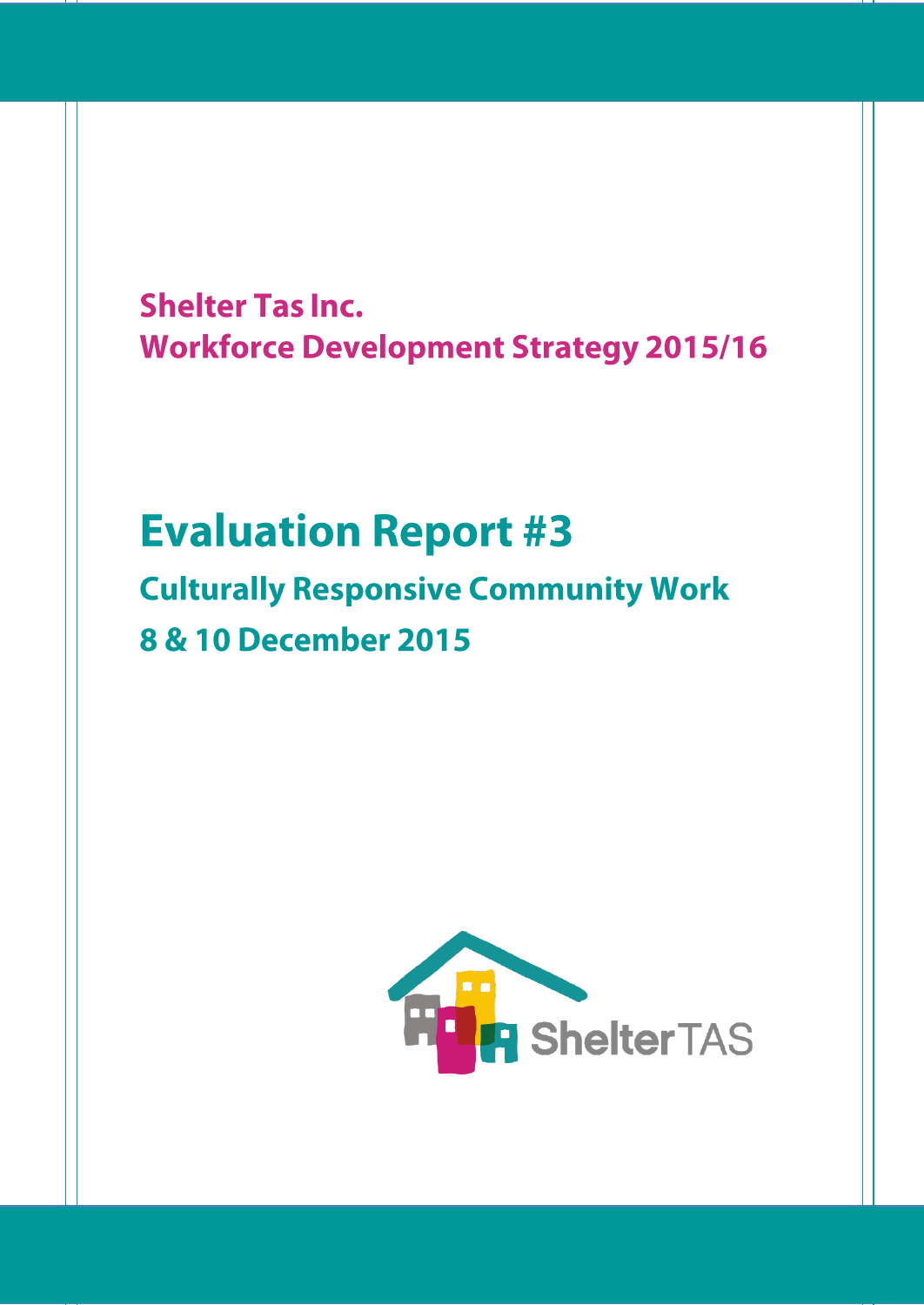**Shelter Tas Inc.**
**Workforce Development Strategy 2015/16**

# Evaluation Report #3

## Culturally Responsive Community Work

## 8 & 10 December 2015

ShelterTAS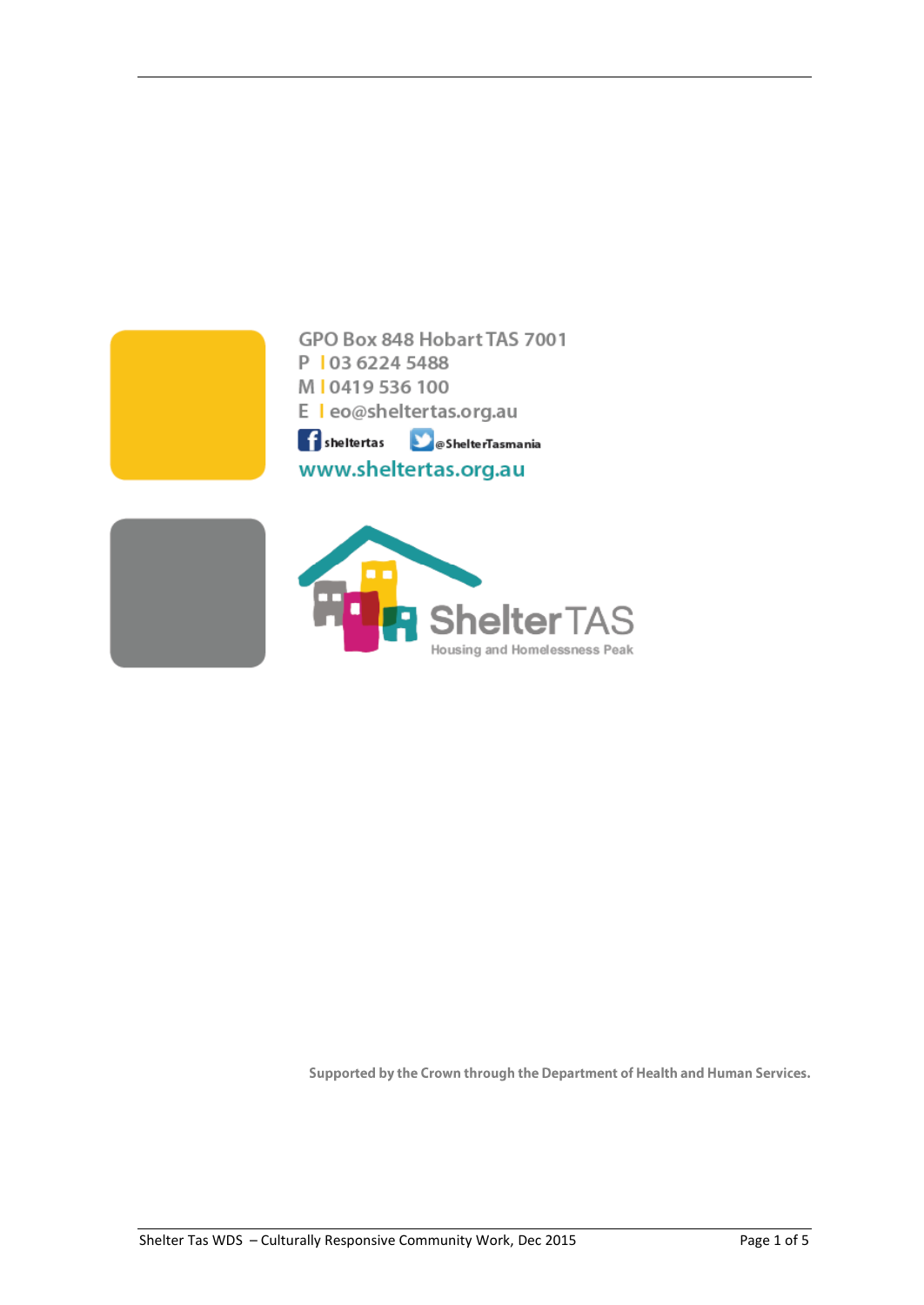GPO Box 848 Hobart TAS 7001

P | 03 6224 5488

M | 0419 536 100

E | eo@sheltertas.org.au

sheltertas @ShelterTasmania

www.sheltertas.org.au

Shelter TAS

Housing and Homelessness Peak

Supported by the Crown through the Department of Health and Human Services.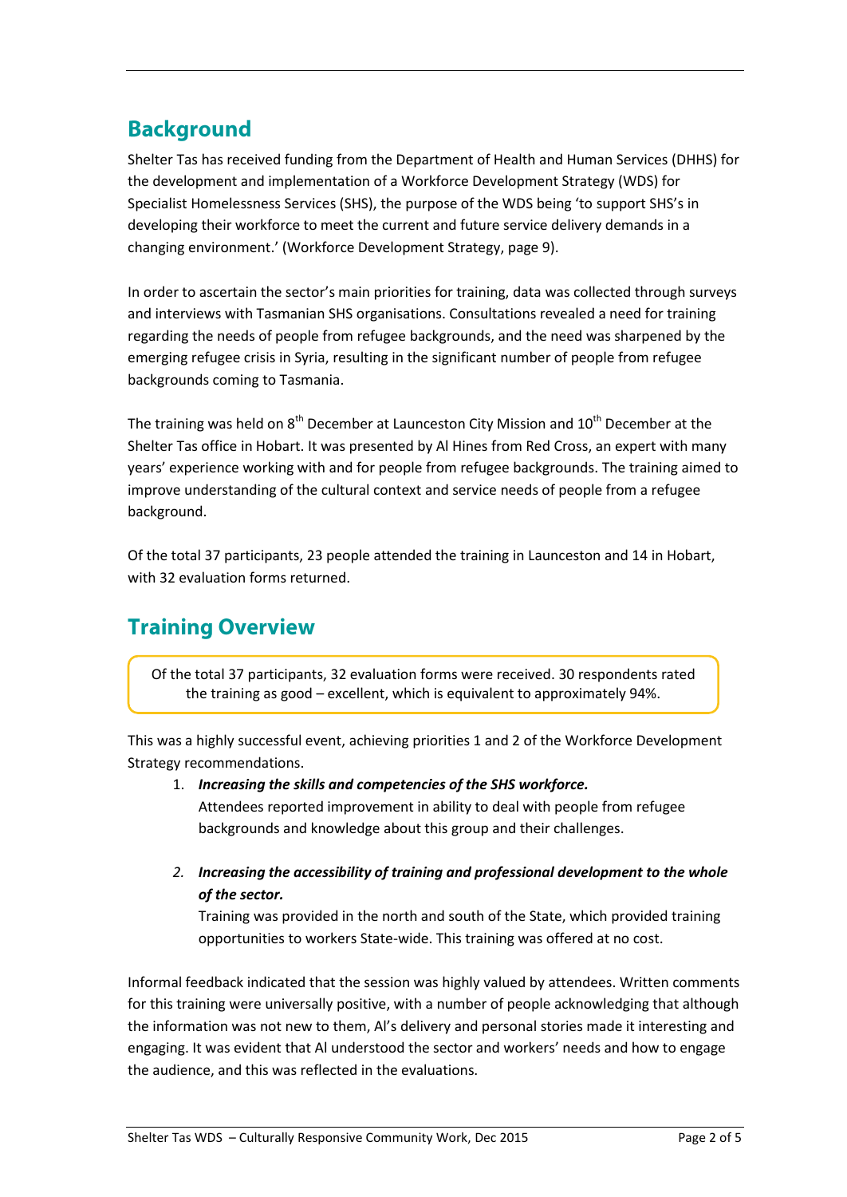## Background

Shelter Tas has received funding from the Department of Health and Human Services (DHHS) for the development and implementation of a Workforce Development Strategy (WDS) for Specialist Homelessness Services (SHS), the purpose of the WDS being 'to support SHS's in developing their workforce to meet the current and future service delivery demands in a changing environment.' (Workforce Development Strategy, page 9).

In order to ascertain the sector's main priorities for training, data was collected through surveys and interviews with Tasmanian SHS organisations. Consultations revealed a need for training regarding the needs of people from refugee backgrounds, and the need was sharpened by the emerging refugee crisis in Syria, resulting in the significant number of people from refugee backgrounds coming to Tasmania.

The training was held on 8th December at Launceston City Mission and 10th December at the Shelter Tas office in Hobart. It was presented by Al Hines from Red Cross, an expert with many years' experience working with and for people from refugee backgrounds. The training aimed to improve understanding of the cultural context and service needs of people from a refugee background.

Of the total 37 participants, 23 people attended the training in Launceston and 14 in Hobart, with 32 evaluation forms returned.

## Training Overview

Of the total 37 participants, 32 evaluation forms were received. 30 respondents rated the training as good – excellent, which is equivalent to approximately 94%.

This was a highly successful event, achieving priorities 1 and 2 of the Workforce Development Strategy recommendations.

1. ***Increasing the skills and competencies of the SHS workforce.***
   Attendees reported improvement in ability to deal with people from refugee backgrounds and knowledge about this group and their challenges.

2. ***Increasing the accessibility of training and professional development to the whole of the sector.***
   Training was provided in the north and south of the State, which provided training opportunities to workers State-wide. This training was offered at no cost.

Informal feedback indicated that the session was highly valued by attendees. Written comments for this training were universally positive, with a number of people acknowledging that although the information was not new to them, Al's delivery and personal stories made it interesting and engaging. It was evident that Al understood the sector and workers' needs and how to engage the audience, and this was reflected in the evaluations.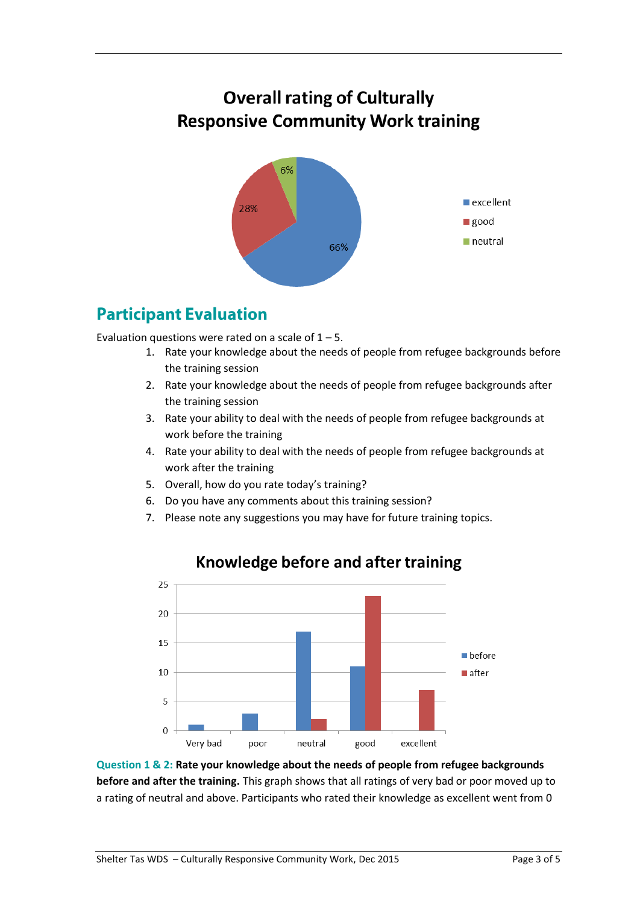## Overall rating of Culturally Responsive Community Work training

| Rating | Percentage |
|---|---|
| excellent | 66% |
| good | 28% |
| neutral | 6% |

## Participant Evaluation

Evaluation questions were rated on a scale of 1 – 5.

1. Rate your knowledge about the needs of people from refugee backgrounds before the training session
2. Rate your knowledge about the needs of people from refugee backgrounds after the training session
3. Rate your ability to deal with the needs of people from refugee backgrounds at work before the training
4. Rate your ability to deal with the needs of people from refugee backgrounds at work after the training
5. Overall, how do you rate today's training?
6. Do you have any comments about this training session?
7. Please note any suggestions you may have for future training topics.

### Knowledge before and after training

| | Very bad | poor | neutral | good | excellent |
|---|---|---|---|---|---|
| before | 1 | 3 | 17 | 11 | 0 |
| after | 0 | 0 | 2 | 23 | 7 |

**Question 1 & 2: Rate your knowledge about the needs of people from refugee backgrounds before and after the training.** This graph shows that all ratings of very bad or poor moved up to a rating of neutral and above. Participants who rated their knowledge as excellent went from 0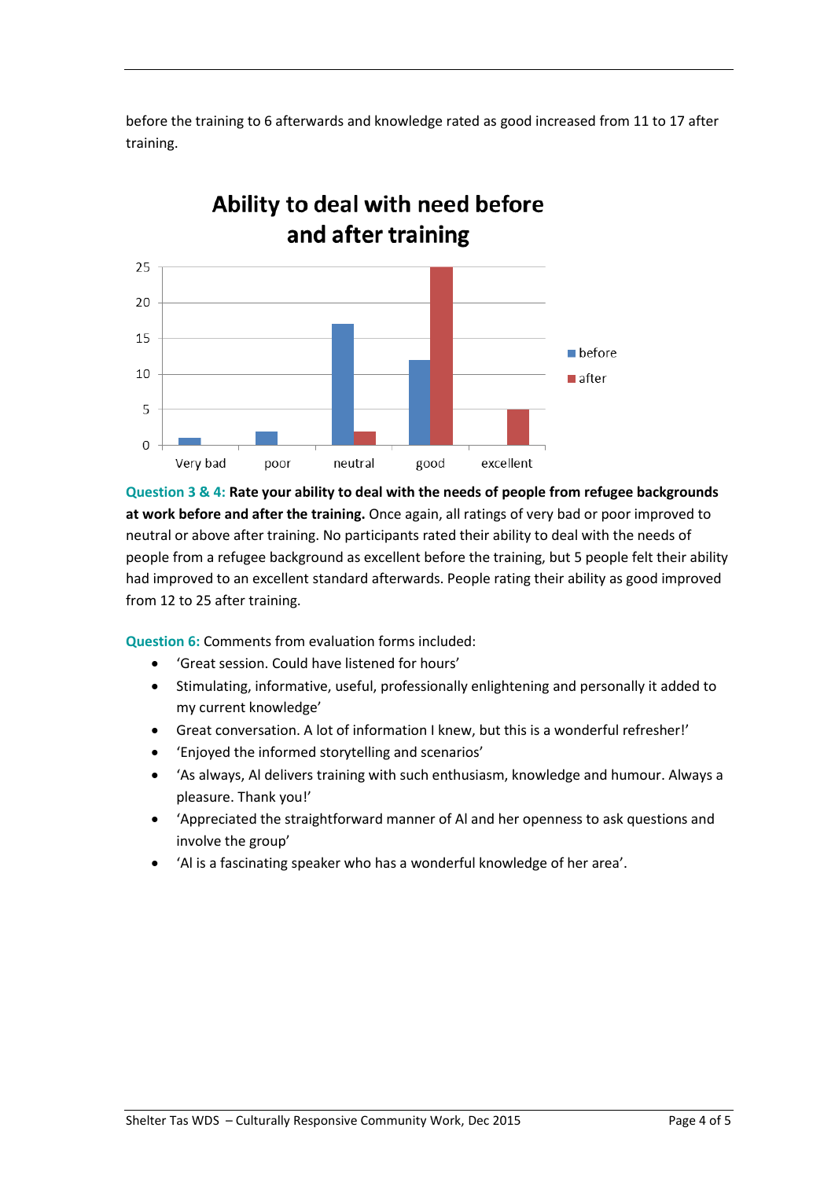before the training to 6 afterwards and knowledge rated as good increased from 11 to 17 after training.

**Ability to deal with need before and after training**

| | Very bad | poor | neutral | good | excellent |
|---|---|---|---|---|---|
| before | 1 | 2 | 17 | 12 | 0 |
| after | 0 | 0 | 2 | 25 | 5 |

**Question 3 & 4:** **Rate your ability to deal with the needs of people from refugee backgrounds at work before and after the training.** Once again, all ratings of very bad or poor improved to neutral or above after training. No participants rated their ability to deal with the needs of people from a refugee background as excellent before the training, but 5 people felt their ability had improved to an excellent standard afterwards. People rating their ability as good improved from 12 to 25 after training.

**Question 6:** Comments from evaluation forms included:

- 'Great session. Could have listened for hours'
- Stimulating, informative, useful, professionally enlightening and personally it added to my current knowledge'
- Great conversation. A lot of information I knew, but this is a wonderful refresher!'
- 'Enjoyed the informed storytelling and scenarios'
- 'As always, Al delivers training with such enthusiasm, knowledge and humour. Always a pleasure. Thank you!'
- 'Appreciated the straightforward manner of Al and her openness to ask questions and involve the group'
- 'Al is a fascinating speaker who has a wonderful knowledge of her area'.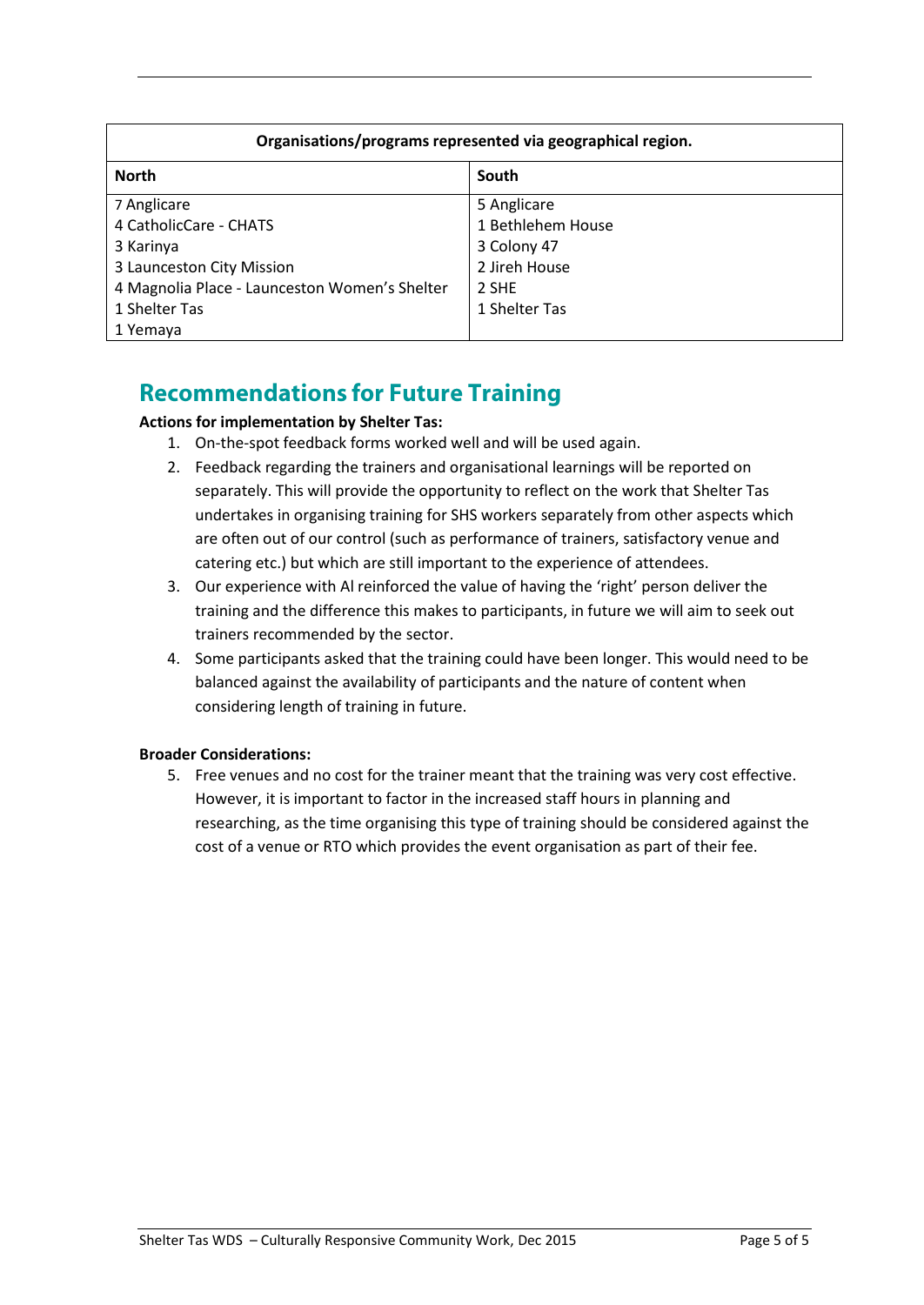| Organisations/programs represented via geographical region. | |
|---|---|
| **North** | **South** |
| 7 Anglicare | 5 Anglicare |
| 4 CatholicCare - CHATS | 1 Bethlehem House |
| 3 Karinya | 3 Colony 47 |
| 3 Launceston City Mission | 2 Jireh House |
| 4 Magnolia Place - Launceston Women's Shelter | 2 SHE |
| 1 Shelter Tas | 1 Shelter Tas |
| 1 Yemaya | |

## Recommendations for Future Training

**Actions for implementation by Shelter Tas:**

1. On-the-spot feedback forms worked well and will be used again.
2. Feedback regarding the trainers and organisational learnings will be reported on separately. This will provide the opportunity to reflect on the work that Shelter Tas undertakes in organising training for SHS workers separately from other aspects which are often out of our control (such as performance of trainers, satisfactory venue and catering etc.) but which are still important to the experience of attendees.
3. Our experience with Al reinforced the value of having the 'right' person deliver the training and the difference this makes to participants, in future we will aim to seek out trainers recommended by the sector.
4. Some participants asked that the training could have been longer. This would need to be balanced against the availability of participants and the nature of content when considering length of training in future.

**Broader Considerations:**

5. Free venues and no cost for the trainer meant that the training was very cost effective. However, it is important to factor in the increased staff hours in planning and researching, as the time organising this type of training should be considered against the cost of a venue or RTO which provides the event organisation as part of their fee.